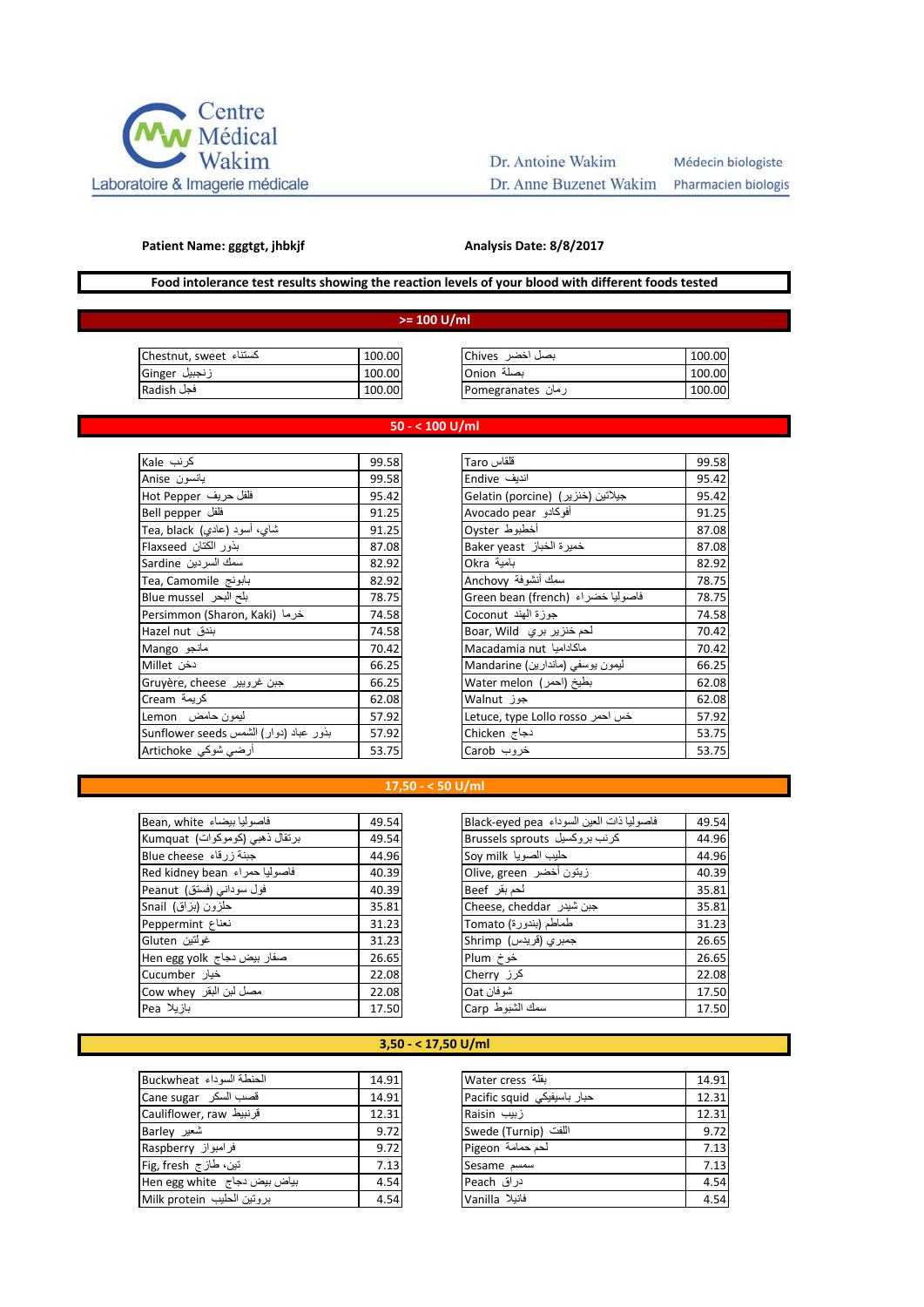Centre Médical Wakim
Laboratoire & Imagerie médicale

Dr. Antoine Wakim — Médecin biologiste
Dr. Anne Buzenet Wakim — Pharmacien biologis

**Patient Name: gggtgt, jhbkjf** **Analysis Date: 8/8/2017**

**Food intolerance test results showing the reaction levels of your blood with different foods tested**

## >= 100 U/ml

| Food | U/ml | Food | U/ml |
|---|---|---|---|
| Chestnut, sweet كستناء | 100.00 | Chives بصل أخضر | 100.00 |
| Ginger زنجبيل | 100.00 | Onion بصلة | 100.00 |
| Radish فجل | 100.00 | Pomegranates رمان | 100.00 |

## 50 - < 100 U/ml

| Food | U/ml | Food | U/ml |
|---|---|---|---|
| Kale كرنب | 99.58 | Taro قلقاس | 99.58 |
| Anise يانسون | 99.58 | Endive انديف | 95.42 |
| Hot Pepper فلفل حريف | 95.42 | Gelatin (porcine) جيلاتين (خنزير) | 95.42 |
| Bell pepper فلفل | 91.25 | Avocado pear أفوكادو | 91.25 |
| Tea, black شاي، أسود (عادي) | 91.25 | Oyster أخطبوط | 87.08 |
| Flaxseed بذور الكتان | 87.08 | Baker yeast خميرة الخباز | 87.08 |
| Sardine سمك السردين | 82.92 | Okra بامية | 82.92 |
| Tea, Camomile بابونج | 82.92 | Anchovy سمك أنشوفة | 78.75 |
| Blue mussel بلح البحر | 78.75 | Green bean (french) فاصوليا خضراء | 78.75 |
| Persimmon (Sharon, Kaki) خرما | 74.58 | Coconut جوزة الهند | 74.58 |
| Hazel nut بندق | 74.58 | Boar, Wild لحم خنزير بري | 70.42 |
| Mango مانجو | 70.42 | Macadamia nut ماكاداميا | 70.42 |
| Millet دخن | 66.25 | Mandarine (ماندارين) ليمون يوسفي | 66.25 |
| Gruyère, cheese جبن غرويير | 66.25 | Water melon (احمر) بطيخ | 62.08 |
| Cream كريمة | 62.08 | Walnut جوز | 62.08 |
| Lemon ليمون حامض | 57.92 | Letuce, type Lollo rosso خس احمر | 57.92 |
| Sunflower seeds بذور عباد (دوار) الشمس | 57.92 | Chicken دجاج | 53.75 |
| Artichoke أرضي شوكي | 53.75 | Carob خروب | 53.75 |

## 17,50 - < 50 U/ml

| Food | U/ml | Food | U/ml |
|---|---|---|---|
| Bean, white فاصوليا بيضاء | 49.54 | Black-eyed pea فاصوليا ذات العين السوداء | 49.54 |
| Kumquat برتقال ذهبي (كوموكوات) | 49.54 | Brussels sprouts كرنب بروكسيل | 44.96 |
| Blue cheese جبنة زرقاء | 44.96 | Soy milk حليب الصويا | 44.96 |
| Red kidney bean فاصوليا حمراء | 40.39 | Olive, green زيتون أخضر | 40.39 |
| Peanut فول سوداني (فستق) | 40.39 | Beef لحم بقر | 35.81 |
| Snail حلزون (بزاق) | 35.81 | Cheese, cheddar جبن شيدر | 35.81 |
| Peppermint نعناع | 31.23 | Tomato طماطم (بندورة) | 31.23 |
| Gluten غولتين | 31.23 | Shrimp جمبري (قريدس) | 26.65 |
| Hen egg yolk صفار بيض دجاج | 26.65 | Plum خوخ | 26.65 |
| Cucumber خيار | 22.08 | Cherry كرز | 22.08 |
| Cow whey مصل لبن البقر | 22.08 | Oat شوفان | 17.50 |
| Pea بازيلا | 17.50 | Carp سمك الشبوط | 17.50 |

## 3,50 - < 17,50 U/ml

| Food | U/ml | Food | U/ml |
|---|---|---|---|
| Buckwheat الحنطة السوداء | 14.91 | Water cress بقلة | 14.91 |
| Cane sugar قصب السكر | 14.91 | Pacific squid حبار باسيفيكي | 12.31 |
| Cauliflower, raw قرنبيط | 12.31 | Raisin زبيب | 12.31 |
| Barley شعير | 9.72 | Swede (Turnip) اللفت | 9.72 |
| Raspberry فراموز | 9.72 | Pigeon لحم حمامة | 7.13 |
| Fig, fresh تين، طازج | 7.13 | Sesame سمسم | 7.13 |
| Hen egg white بياض بيض دجاج | 4.54 | Peach دراق | 4.54 |
| Milk protein بروتين الحليب | 4.54 | Vanilla فانيلا | 4.54 |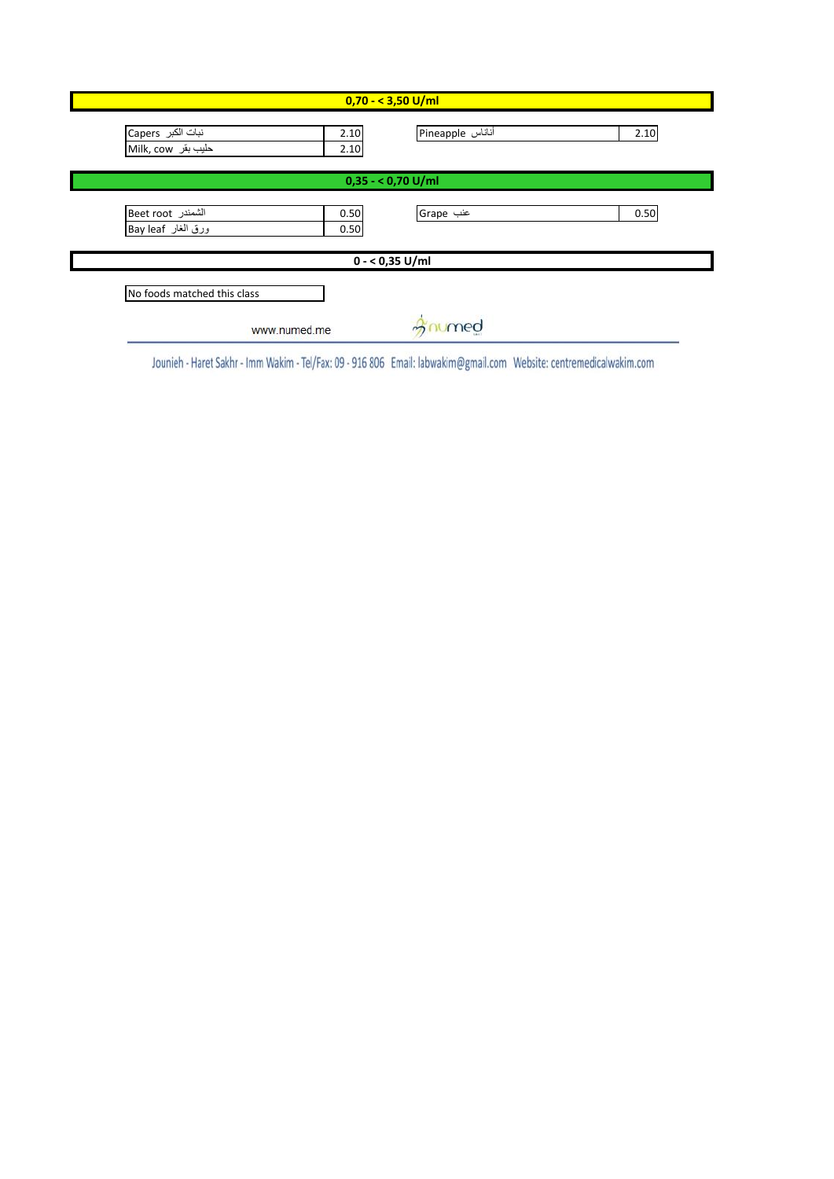## 0,70 - < 3,50 U/ml

| Food | Value | Food | Value |
|---|---|---|---|
| Capers نبات الكبر | 2.10 | Pineapple أناناس | 2.10 |
| Milk, cow حليب بقر | 2.10 | | |

## 0,35 - < 0,70 U/ml

| Food | Value | Food | Value |
|---|---|---|---|
| Beet root الشمندر | 0.50 | Grape عنب | 0.50 |
| Bay leaf ورق الغار | 0.50 | | |

## 0 - < 0,35 U/ml

No foods matched this class

www.numed.me numed

Jounieh - Haret Sakhr - Imm Wakim - Tel/Fax: 09 - 916 806 Email: labwakim@gmail.com Website: centremedicalwakim.com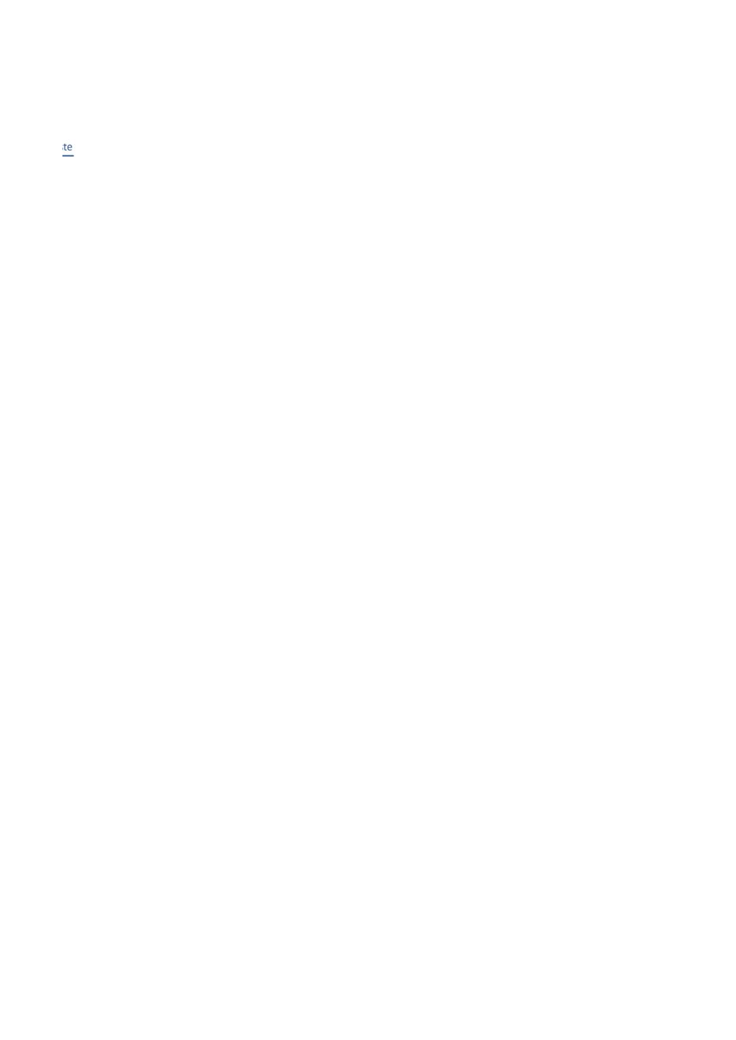te